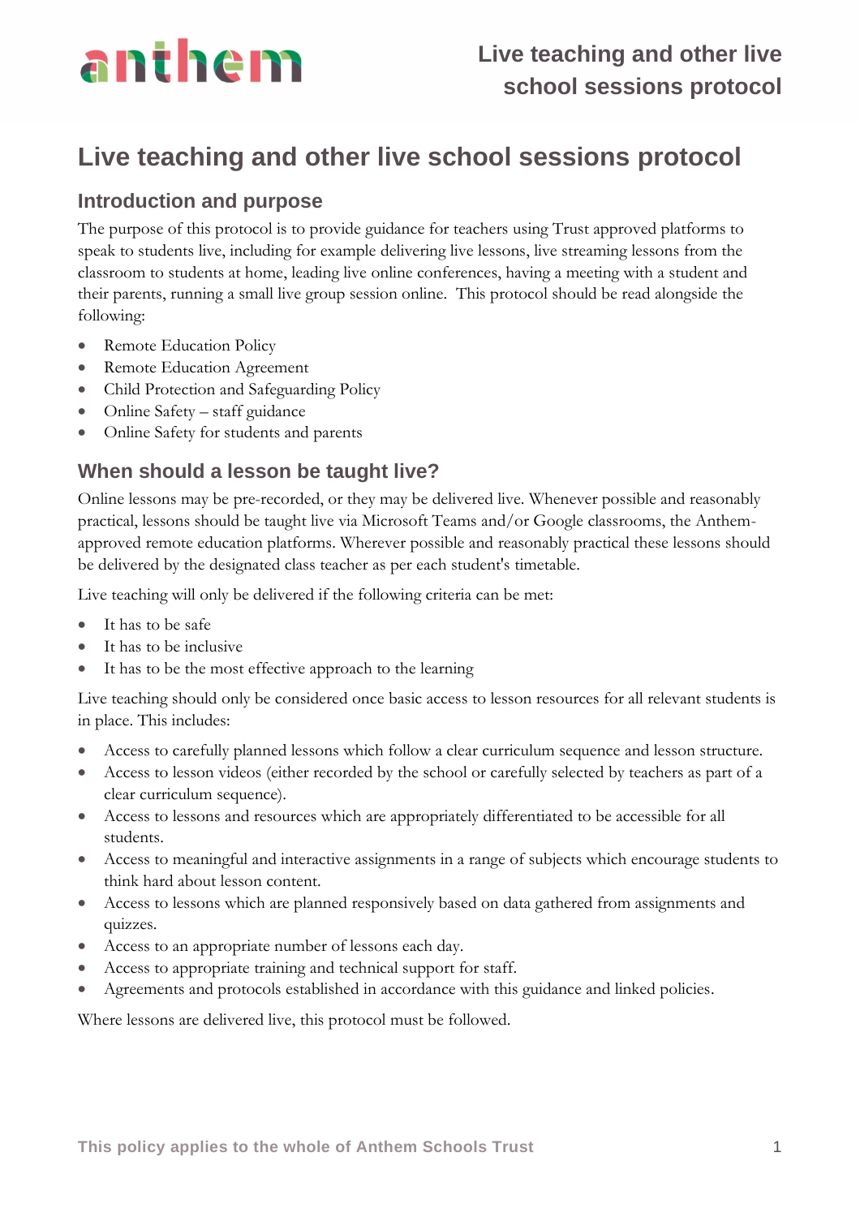# Live teaching and other live school sessions protocol

## Introduction and purpose

The purpose of this protocol is to provide guidance for teachers using Trust approved platforms to speak to students live, including for example delivering live lessons, live streaming lessons from the classroom to students at home, leading live online conferences, having a meeting with a student and their parents, running a small live group session online. This protocol should be read alongside the following:

- Remote Education Policy
- Remote Education Agreement
- Child Protection and Safeguarding Policy
- Online Safety – staff guidance
- Online Safety for students and parents

## When should a lesson be taught live?

Online lessons may be pre-recorded, or they may be delivered live. Whenever possible and reasonably practical, lessons should be taught live via Microsoft Teams and/or Google classrooms, the Anthem-approved remote education platforms. Wherever possible and reasonably practical these lessons should be delivered by the designated class teacher as per each student's timetable.

Live teaching will only be delivered if the following criteria can be met:

- It has to be safe
- It has to be inclusive
- It has to be the most effective approach to the learning

Live teaching should only be considered once basic access to lesson resources for all relevant students is in place. This includes:

- Access to carefully planned lessons which follow a clear curriculum sequence and lesson structure.
- Access to lesson videos (either recorded by the school or carefully selected by teachers as part of a clear curriculum sequence).
- Access to lessons and resources which are appropriately differentiated to be accessible for all students.
- Access to meaningful and interactive assignments in a range of subjects which encourage students to think hard about lesson content.
- Access to lessons which are planned responsively based on data gathered from assignments and quizzes.
- Access to an appropriate number of lessons each day.
- Access to appropriate training and technical support for staff.
- Agreements and protocols established in accordance with this guidance and linked policies.

Where lessons are delivered live, this protocol must be followed.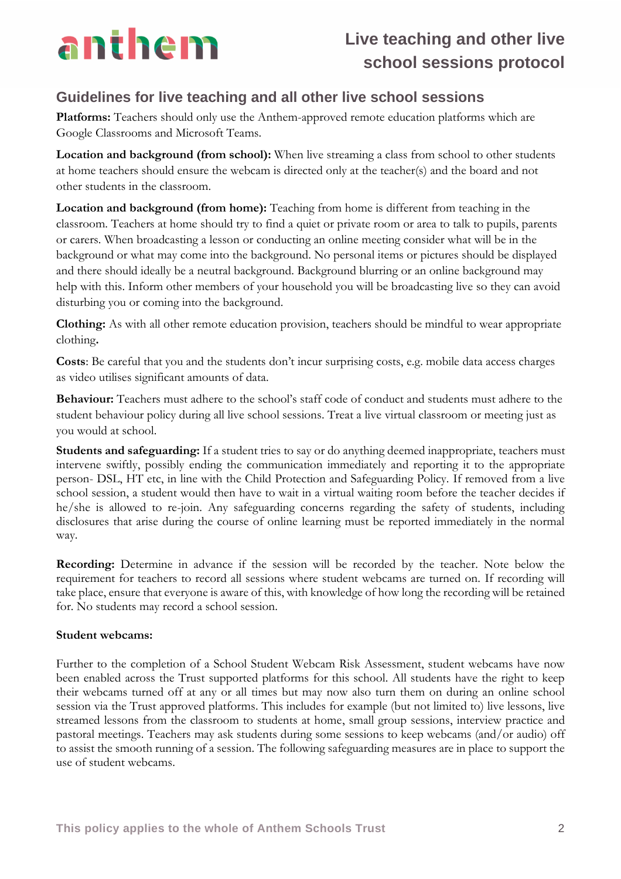## Guidelines for live teaching and all other live school sessions

**Platforms:** Teachers should only use the Anthem-approved remote education platforms which are Google Classrooms and Microsoft Teams.

**Location and background (from school):** When live streaming a class from school to other students at home teachers should ensure the webcam is directed only at the teacher(s) and the board and not other students in the classroom.

**Location and background (from home):** Teaching from home is different from teaching in the classroom. Teachers at home should try to find a quiet or private room or area to talk to pupils, parents or carers. When broadcasting a lesson or conducting an online meeting consider what will be in the background or what may come into the background. No personal items or pictures should be displayed and there should ideally be a neutral background. Background blurring or an online background may help with this. Inform other members of your household you will be broadcasting live so they can avoid disturbing you or coming into the background.

**Clothing:** As with all other remote education provision, teachers should be mindful to wear appropriate clothing**.**

**Costs**: Be careful that you and the students don't incur surprising costs, e.g. mobile data access charges as video utilises significant amounts of data.

**Behaviour:** Teachers must adhere to the school's staff code of conduct and students must adhere to the student behaviour policy during all live school sessions. Treat a live virtual classroom or meeting just as you would at school.

**Students and safeguarding:** If a student tries to say or do anything deemed inappropriate, teachers must intervene swiftly, possibly ending the communication immediately and reporting it to the appropriate person- DSL, HT etc, in line with the Child Protection and Safeguarding Policy. If removed from a live school session, a student would then have to wait in a virtual waiting room before the teacher decides if he/she is allowed to re-join. Any safeguarding concerns regarding the safety of students, including disclosures that arise during the course of online learning must be reported immediately in the normal way.

**Recording:** Determine in advance if the session will be recorded by the teacher. Note below the requirement for teachers to record all sessions where student webcams are turned on. If recording will take place, ensure that everyone is aware of this, with knowledge of how long the recording will be retained for. No students may record a school session.

**Student webcams:**

Further to the completion of a School Student Webcam Risk Assessment, student webcams have now been enabled across the Trust supported platforms for this school. All students have the right to keep their webcams turned off at any or all times but may now also turn them on during an online school session via the Trust approved platforms. This includes for example (but not limited to) live lessons, live streamed lessons from the classroom to students at home, small group sessions, interview practice and pastoral meetings. Teachers may ask students during some sessions to keep webcams (and/or audio) off to assist the smooth running of a session. The following safeguarding measures are in place to support the use of student webcams.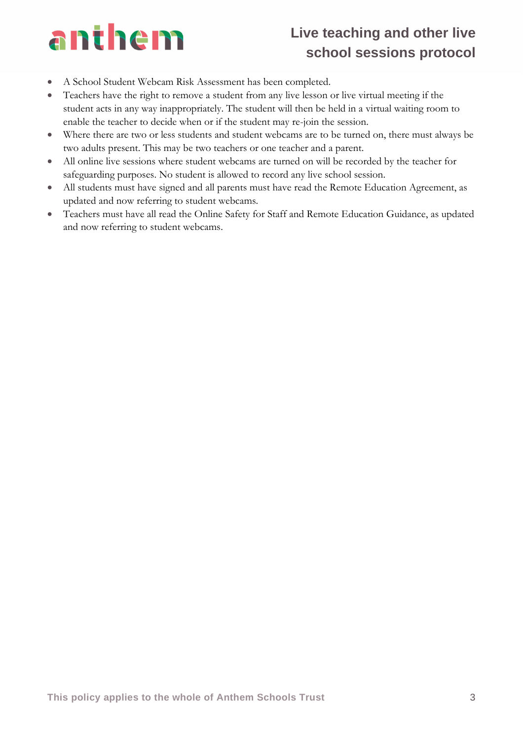- A School Student Webcam Risk Assessment has been completed.
- Teachers have the right to remove a student from any live lesson or live virtual meeting if the student acts in any way inappropriately. The student will then be held in a virtual waiting room to enable the teacher to decide when or if the student may re-join the session.
- Where there are two or less students and student webcams are to be turned on, there must always be two adults present. This may be two teachers or one teacher and a parent.
- All online live sessions where student webcams are turned on will be recorded by the teacher for safeguarding purposes. No student is allowed to record any live school session.
- All students must have signed and all parents must have read the Remote Education Agreement, as updated and now referring to student webcams.
- Teachers must have all read the Online Safety for Staff and Remote Education Guidance, as updated and now referring to student webcams.